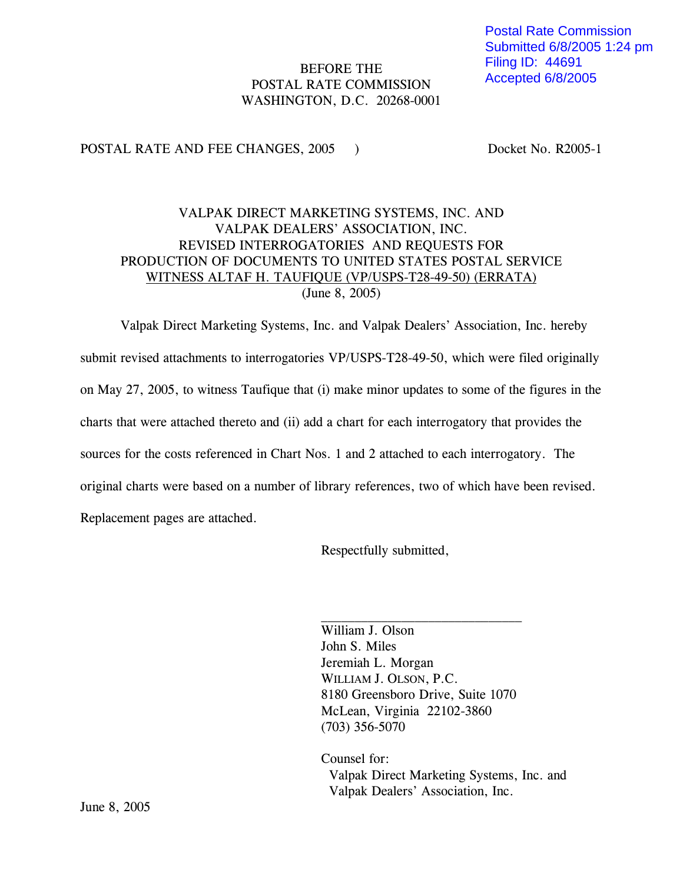Postal Rate Commission
Submitted 6/8/2005 1:24 pm
Filing ID: 44691
Accepted 6/8/2005

BEFORE THE
POSTAL RATE COMMISSION
WASHINGTON, D.C. 20268-0001

POSTAL RATE AND FEE CHANGES, 2005 ) Docket No. R2005-1

VALPAK DIRECT MARKETING SYSTEMS, INC. AND
VALPAK DEALERS' ASSOCIATION, INC.
REVISED INTERROGATORIES AND REQUESTS FOR
PRODUCTION OF DOCUMENTS TO UNITED STATES POSTAL SERVICE
WITNESS ALTAF H. TAUFIQUE (VP/USPS-T28-49-50) (ERRATA)
(June 8, 2005)

Valpak Direct Marketing Systems, Inc. and Valpak Dealers' Association, Inc. hereby submit revised attachments to interrogatories VP/USPS-T28-49-50, which were filed originally on May 27, 2005, to witness Taufique that (i) make minor updates to some of the figures in the charts that were attached thereto and (ii) add a chart for each interrogatory that provides the sources for the costs referenced in Chart Nos. 1 and 2 attached to each interrogatory. The original charts were based on a number of library references, two of which have been revised. Replacement pages are attached.

Respectfully submitted,

\_\_\_\_\_\_\_\_\_\_\_\_\_\_\_\_\_\_\_\_\_\_\_\_\_\_\_\_\_\_

William J. Olson
John S. Miles
Jeremiah L. Morgan
WILLIAM J. OLSON, P.C.
8180 Greensboro Drive, Suite 1070
McLean, Virginia 22102-3860
(703) 356-5070

Counsel for:
Valpak Direct Marketing Systems, Inc. and
Valpak Dealers' Association, Inc.

June 8, 2005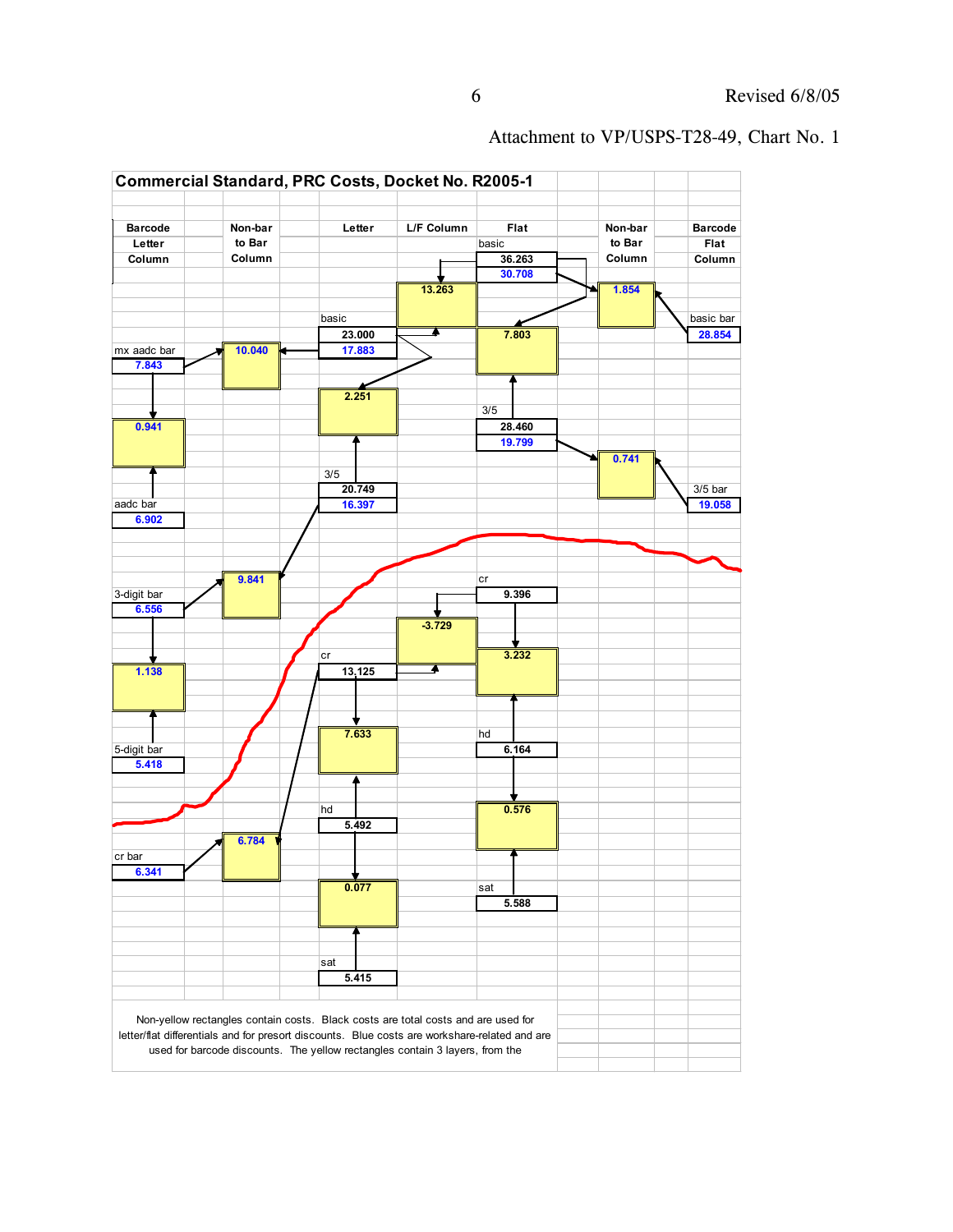Attachment to VP/USPS-T28-49, Chart No. 1

## Commercial Standard, PRC Costs, Docket No. R2005-1

| Barcode Letter Column | Non-bar to Bar Column | Letter | L/F Column | Flat | Non-bar to Bar Column | Barcode Flat Column |
|---|---|---|---|---|---|---|
| | | | | basic 36.263 / 30.708 | | |
| | | | 13.263 | | 1.854 | |
| | | basic 23.000 / 17.883 | | 7.803 | | basic bar 28.854 |
| mx aadc bar 7.843 | 10.040 | | | | | |
| | | 2.251 | | | | |
| 0.941 | | | | 3/5 28.460 / 19.799 | | |
| | | | | | 0.741 | |
| | | 3/5 20.749 / 16.397 | | | | 3/5 bar 19.058 |
| aadc bar 6.902 | | | | | | |
| | 9.841 | | | cr 9.396 | | |
| 3-digit bar 6.556 | | | -3.729 | | | |
| 1.138 | | cr 13.125 | | 3.232 | | |
| | | 7.633 | | hd 6.164 | | |
| 5-digit bar 5.418 | | | | | | |
| | | hd 5.492 | | 0.576 | | |
| | 6.784 | | | | | |
| cr bar 6.341 | | | | | | |
| | | 0.077 | | sat 5.588 | | |
| | | sat 5.415 | | | | |

Non-yellow rectangles contain costs. Black costs are total costs and are used for letter/flat differentials and for presort discounts. Blue costs are workshare-related and are used for barcode discounts. The yellow rectangles contain 3 layers, from the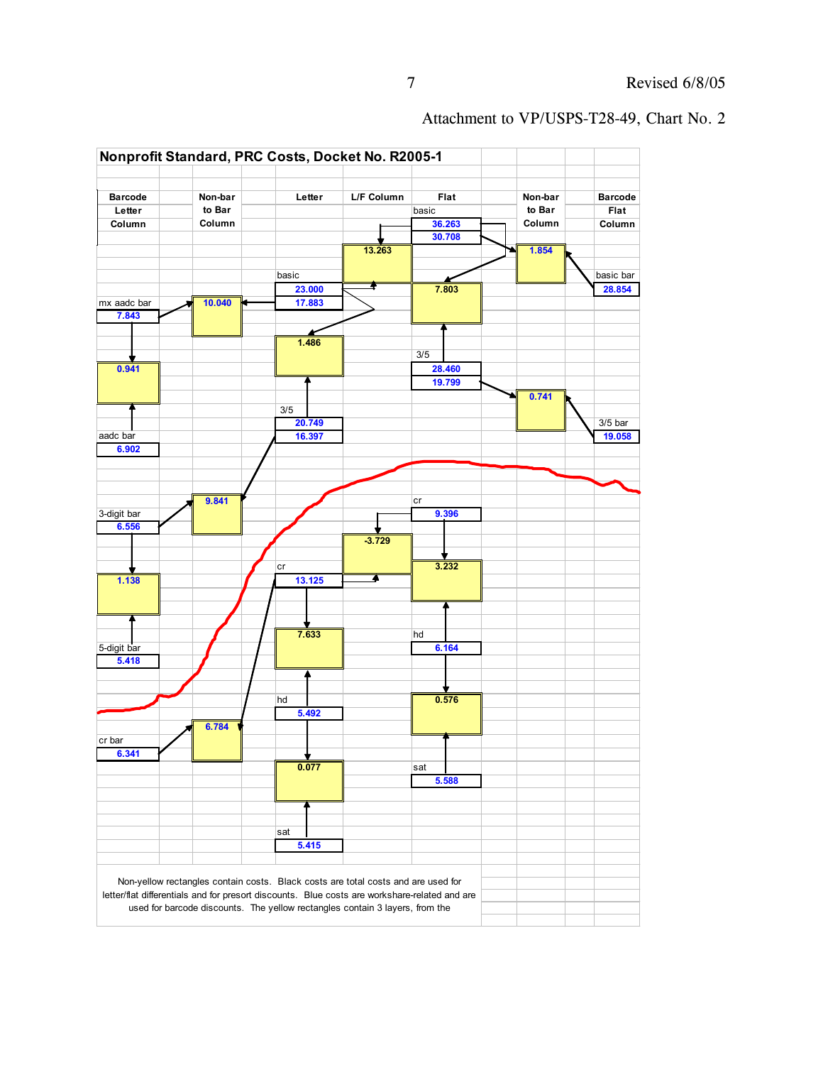Attachment to VP/USPS-T28-49, Chart No. 2

## Nonprofit Standard, PRC Costs, Docket No. R2005-1

| Barcode Letter Column | Non-bar to Bar Column | Letter | L/F Column | Flat | Non-bar to Bar Column | Barcode Flat Column |
|---|---|---|---|---|---|---|
| | | | 13.263 | basic: 36.263 / 30.708 | 1.854 | |
| mx aadc bar: 7.843 | 10.040 | basic: 23.000 / 17.883 | | 7.803 | | basic bar: 28.854 |
| 0.941 | | 1.486 | | 3/5: 28.460 / 19.799 | 0.741 | |
| aadc bar: 6.902 | | 3/5: 20.749 / 16.397 | | | | 3/5 bar: 19.058 |
| 3-digit bar: 6.556 | 9.841 | | -3.729 | cr: 9.396 | | |
| 1.138 | | cr: 13.125 | | 3.232 | | |
| 5-digit bar: 5.418 | | 7.633 | | hd: 6.164 | | |
| cr bar: 6.341 | 6.784 | hd: 5.492 | | 0.576 | | |
| | | 0.077 | | sat: 5.588 | | |
| | | sat: 5.415 | | | | |

Non-yellow rectangles contain costs. Black costs are total costs and are used for letter/flat differentials and for presort discounts. Blue costs are workshare-related and are used for barcode discounts. The yellow rectangles contain 3 layers, from the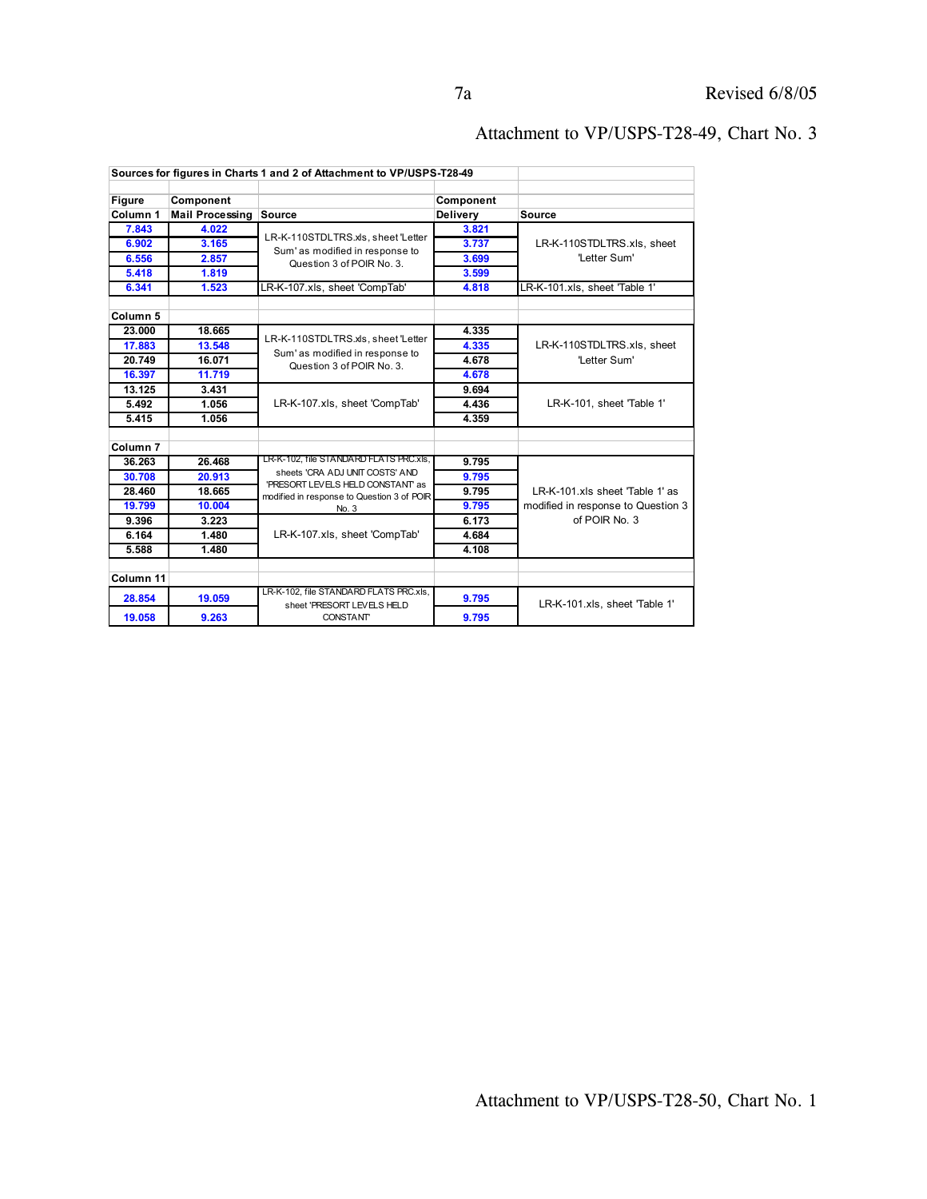Attachment to VP/USPS-T28-49, Chart No. 3

| Sources for figures in Charts 1 and 2 of Attachment to VP/USPS-T28-49 | | | | |
|---|---|---|---|---|
| **Figure** | **Component** | | **Component** | |
| **Column 1** | **Mail Processing** | **Source** | **Delivery** | **Source** |
| 7.843 | 4.022 | LR-K-110STDLTRS.xls, sheet 'Letter Sum' as modified in response to Question 3 of POIR No. 3. | 3.821 | LR-K-110STDLTRS.xls, sheet 'Letter Sum' |
| 6.902 | 3.165 | | 3.737 | |
| 6.556 | 2.857 | | 3.699 | |
| 5.418 | 1.819 | | 3.599 | |
| 6.341 | 1.523 | LR-K-107.xls, sheet 'CompTab' | 4.818 | LR-K-101.xls, sheet 'Table 1' |
| | | | | |
| **Column 5** | | | | |
| 23.000 | 18.665 | LR-K-110STDLTRS.xls, sheet 'Letter Sum' as modified in response to Question 3 of POIR No. 3. | 4.335 | LR-K-110STDLTRS.xls, sheet 'Letter Sum' |
| 17.883 | 13.548 | | 4.335 | |
| 20.749 | 16.071 | | 4.678 | |
| 16.397 | 11.719 | | 4.678 | |
| 13.125 | 3.431 | LR-K-107.xls, sheet 'CompTab' | 9.694 | LR-K-101, sheet 'Table 1' |
| 5.492 | 1.056 | | 4.436 | |
| 5.415 | 1.056 | | 4.359 | |
| | | | | |
| **Column 7** | | | | |
| 36.263 | 26.468 | LR-K-102, file STANDARD FLATS PRC.xls, sheets 'CRA ADJ UNIT COSTS' AND 'PRESORT LEVELS HELD CONSTANT' as modified in response to Question 3 of POIR No. 3 | 9.795 | LR-K-101.xls sheet 'Table 1' as modified in response to Question 3 of POIR No. 3 |
| 30.708 | 20.913 | | 9.795 | |
| 28.460 | 18.665 | | 9.795 | |
| 19.799 | 10.004 | | 9.795 | |
| 9.396 | 3.223 | LR-K-107.xls, sheet 'CompTab' | 6.173 | |
| 6.164 | 1.480 | | 4.684 | |
| 5.588 | 1.480 | | 4.108 | |
| | | | | |
| **Column 11** | | | | |
| 28.854 | 19.059 | LR-K-102, file STANDARD FLATS PRC.xls, sheet 'PRESORT LEVELS HELD CONSTANT' | 9.795 | LR-K-101.xls, sheet 'Table 1' |
| 19.058 | 9.263 | | 9.795 | |

Attachment to VP/USPS-T28-50, Chart No. 1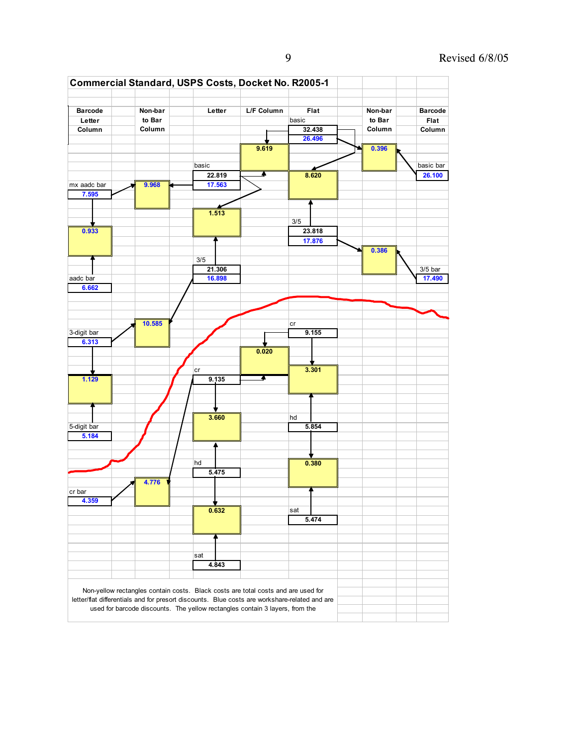## Commercial Standard, USPS Costs, Docket No. R2005-1

| Barcode Letter Column | Non-bar to Bar Column | Letter | L/F Column | Flat | Non-bar to Bar Column | Barcode Flat Column |
|---|---|---|---|---|---|---|
| | | | | basic 32.438 / 26.496 | | |
| | | | 9.619 | | 0.396 | basic bar 26.100 |
| mx aadc bar 7.595 | 9.968 | basic 22.819 / 17.563 | | 8.620 | | |
| 0.933 | | 1.513 | | 3/5 23.818 / 17.876 | 0.386 | 3/5 bar 17.490 |
| aadc bar 6.662 | | 3/5 21.306 / 16.898 | | | | |
| 3-digit bar 6.313 | 10.585 | | | cr 9.155 | | |
| | | | 0.020 | 3.301 | | |
| 1.129 | | cr 9.135 | | | | |
| 5-digit bar 5.184 | | 3.660 | | hd 5.854 | | |
| | | hd 5.475 | | 0.380 | | |
| cr bar 4.359 | 4.776 | | | sat 5.474 | | |
| | | 0.632 | | | | |
| | | sat 4.843 | | | | |

Non-yellow rectangles contain costs. Black costs are total costs and are used for letter/flat differentials and for presort discounts. Blue costs are workshare-related and are used for barcode discounts. The yellow rectangles contain 3 layers, from the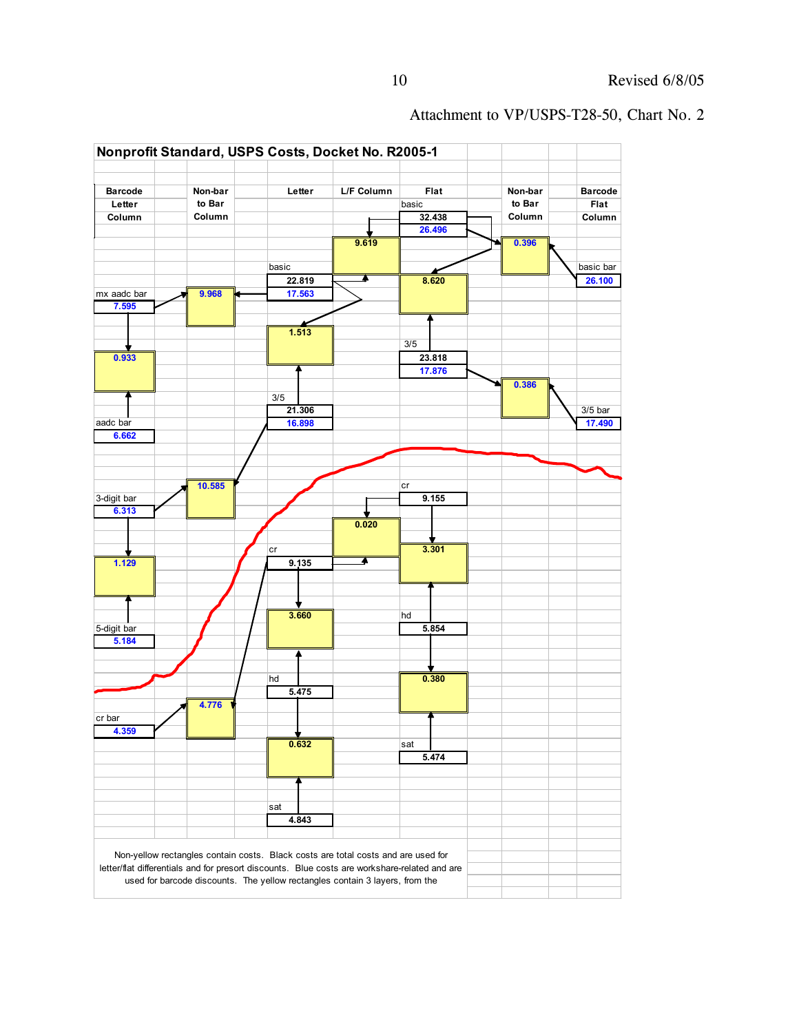Attachment to VP/USPS-T28-50, Chart No. 2

## Nonprofit Standard, USPS Costs, Docket No. R2005-1

| Barcode Letter Column | Non-bar to Bar Column | Letter | L/F Column | Flat | Non-bar to Bar Column | Barcode Flat Column |
|---|---|---|---|---|---|---|
| | | | 9.619 | basic 32.438 / 26.496 | 0.396 | |
| mx aadc bar 7.595 | 9.968 | basic 22.819 / 17.563 | | 8.620 | | basic bar 26.100 |
| 0.933 | | 1.513 | | 3/5 23.818 / 17.876 | 0.386 | |
| aadc bar 6.662 | | 3/5 21.306 / 16.898 | | | | 3/5 bar 17.490 |
| 3-digit bar 6.313 | 10.585 | | | cr 9.155 | | |
| 1.129 | | cr 9.135 | 0.020 | 3.301 | | |
| 5-digit bar 5.184 | | 3.660 | | hd 5.854 | | |
| cr bar 4.359 | 4.776 | hd 5.475 | | 0.380 | | |
| | | 0.632 | | sat 5.474 | | |
| | | sat 4.843 | | | | |

Non-yellow rectangles contain costs. Black costs are total costs and are used for letter/flat differentials and for presort discounts. Blue costs are workshare-related and are used for barcode discounts. The yellow rectangles contain 3 layers, from the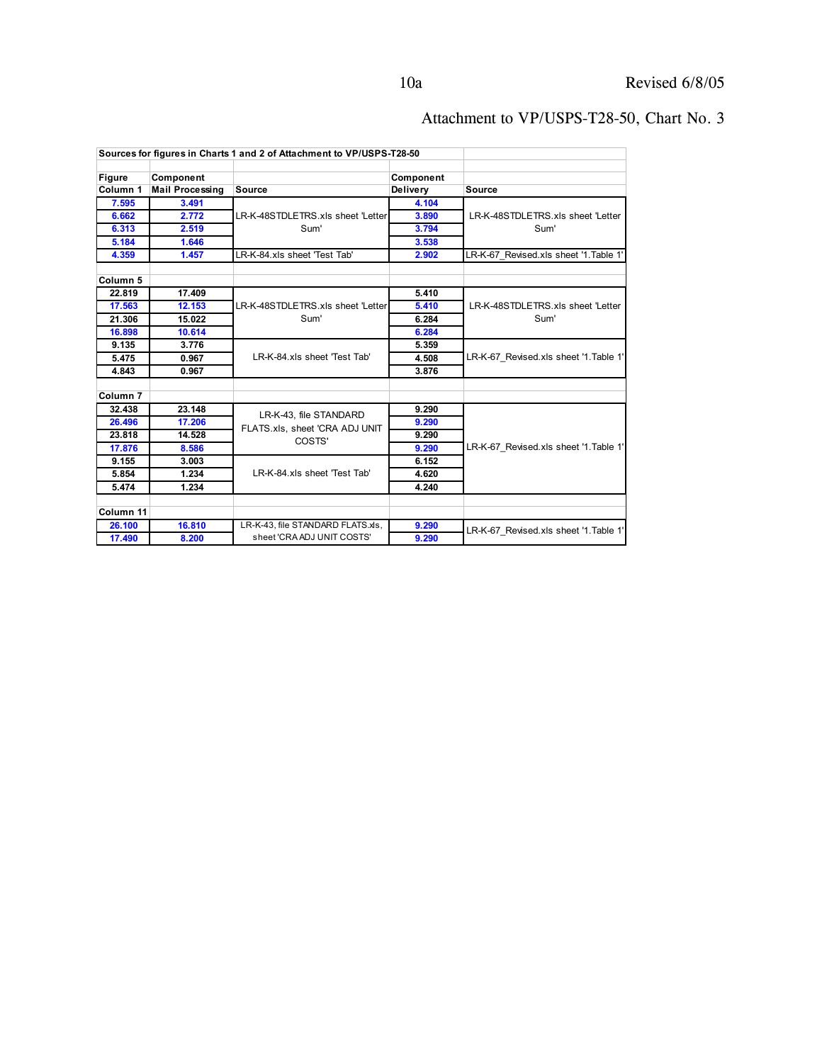10a

Revised 6/8/05

Attachment to VP/USPS-T28-50, Chart No. 3

| Sources for figures in Charts 1 and 2 of Attachment to VP/USPS-T28-50 | | | | |
|---|---|---|---|---|
| Figure Column 1 | Component Mail Processing | Source | Component Delivery | Source |
| 7.595 | 3.491 | LR-K-48STDLETRS.xls sheet 'Letter Sum' | 4.104 | LR-K-48STDLETRS.xls sheet 'Letter Sum' |
| 6.662 | 2.772 | | 3.890 | |
| 6.313 | 2.519 | | 3.794 | |
| 5.184 | 1.646 | | 3.538 | |
| 4.359 | 1.457 | LR-K-84.xls sheet 'Test Tab' | 2.902 | LR-K-67_Revised.xls sheet '1.Table 1' |
| | | | | |
| Column 5 | | | | |
| 22.819 | 17.409 | LR-K-48STDLETRS.xls sheet 'Letter Sum' | 5.410 | LR-K-48STDLETRS.xls sheet 'Letter Sum' |
| 17.563 | 12.153 | | 5.410 | |
| 21.306 | 15.022 | | 6.284 | |
| 16.898 | 10.614 | | 6.284 | |
| 9.135 | 3.776 | LR-K-84.xls sheet 'Test Tab' | 5.359 | LR-K-67_Revised.xls sheet '1.Table 1' |
| 5.475 | 0.967 | | 4.508 | |
| 4.843 | 0.967 | | 3.876 | |
| | | | | |
| Column 7 | | | | |
| 32.438 | 23.148 | LR-K-43, file STANDARD FLATS.xls, sheet 'CRA ADJ UNIT COSTS' | 9.290 | LR-K-67_Revised.xls sheet '1.Table 1' |
| 26.496 | 17.206 | | 9.290 | |
| 23.818 | 14.528 | | 9.290 | |
| 17.876 | 8.586 | | 9.290 | |
| 9.155 | 3.003 | LR-K-84.xls sheet 'Test Tab' | 6.152 | |
| 5.854 | 1.234 | | 4.620 | |
| 5.474 | 1.234 | | 4.240 | |
| | | | | |
| Column 11 | | | | |
| 26.100 | 16.810 | LR-K-43, file STANDARD FLATS.xls, sheet 'CRA ADJ UNIT COSTS' | 9.290 | LR-K-67_Revised.xls sheet '1.Table 1' |
| 17.490 | 8.200 | | 9.290 | |